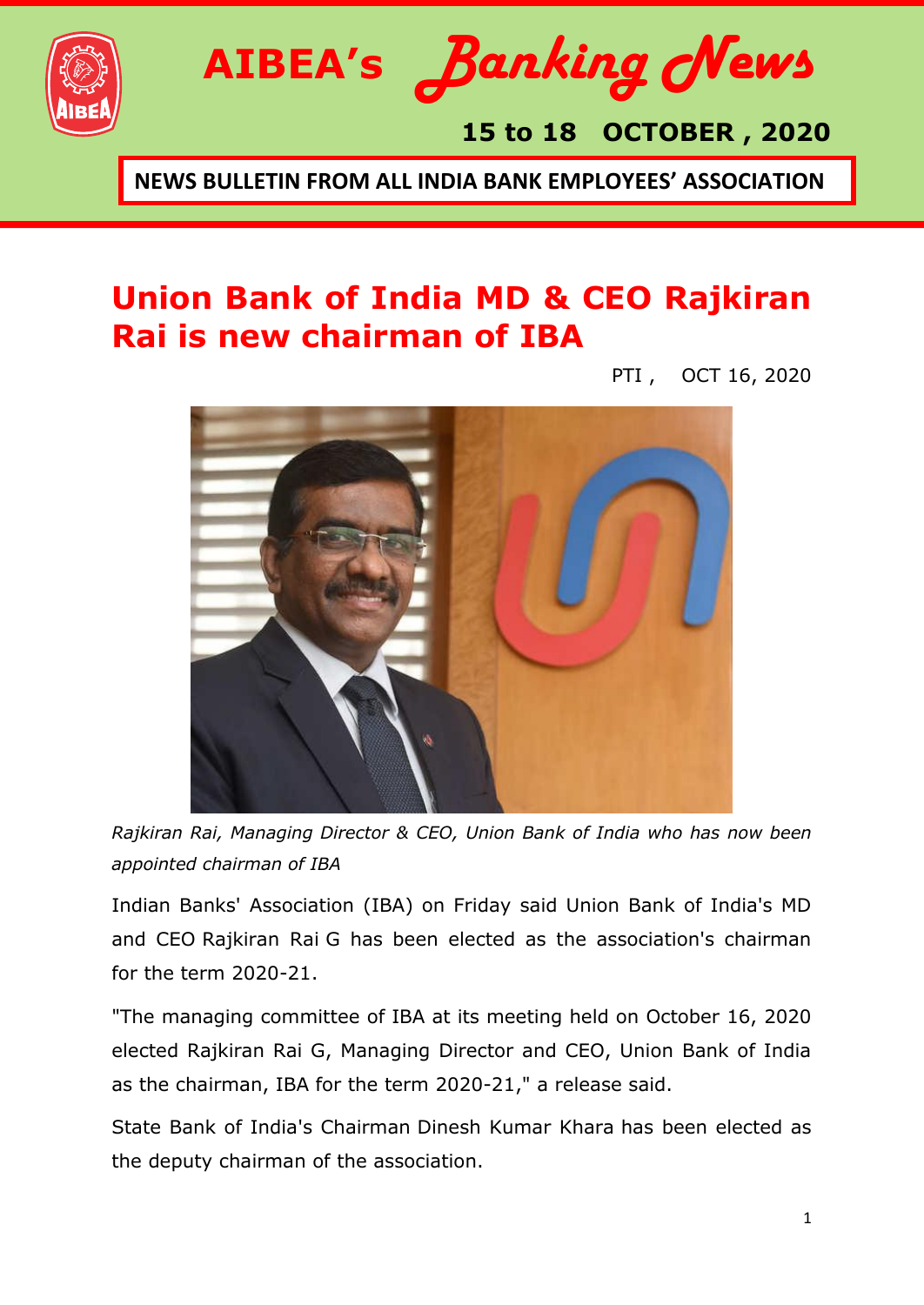# AIBEA's Banking News

**15 to 18 OCTOBER , 2020**

**NEWS BULLETIN FROM ALL INDIA BANK EMPLOYEES' ASSOCIATION**

## Union Bank of India MD & CEO Rajkiran Rai is new chairman of IBA

PTI , OCT 16, 2020

*Rajkiran Rai, Managing Director & CEO, Union Bank of India who has now been appointed chairman of IBA*

Indian Banks' Association (IBA) on Friday said Union Bank of India's MD and CEO Rajkiran Rai G has been elected as the association's chairman for the term 2020-21.

"The managing committee of IBA at its meeting held on October 16, 2020 elected Rajkiran Rai G, Managing Director and CEO, Union Bank of India as the chairman, IBA for the term 2020-21," a release said.

State Bank of India's Chairman Dinesh Kumar Khara has been elected as the deputy chairman of the association.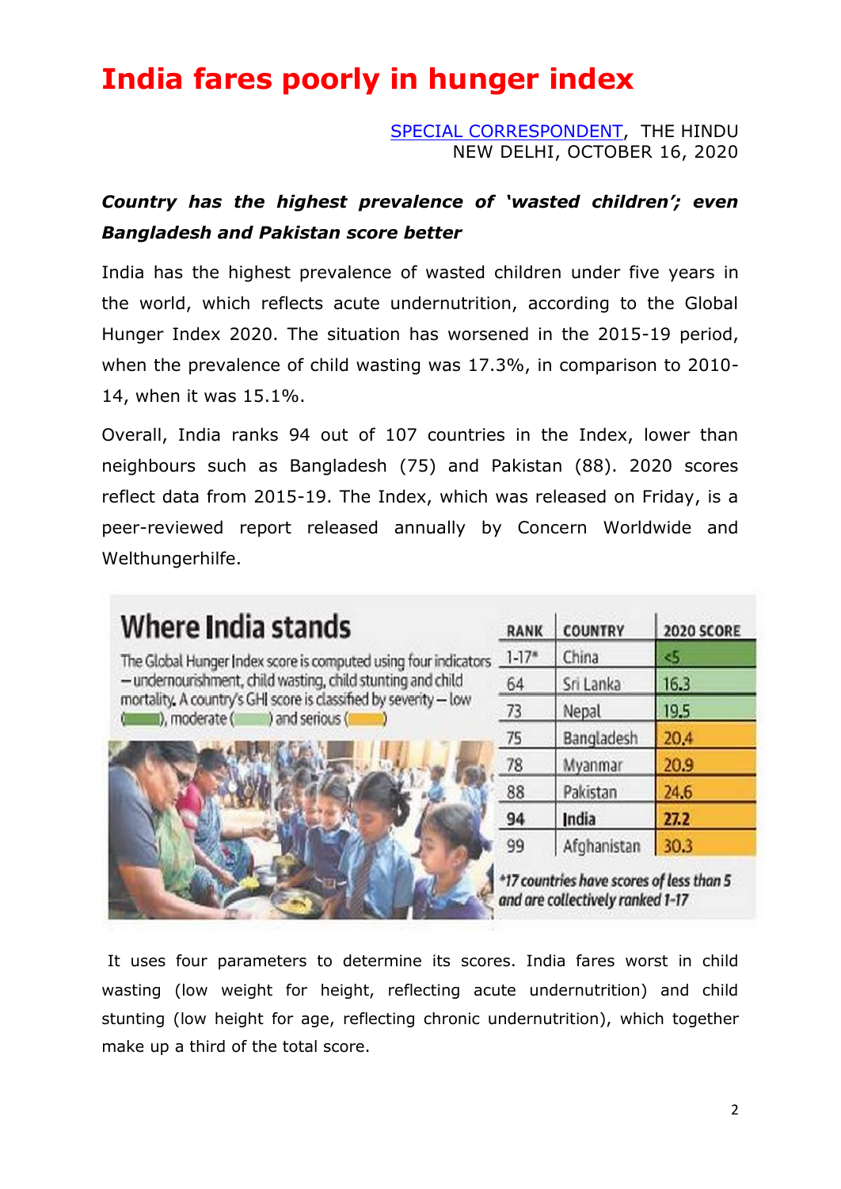# India fares poorly in hunger index

SPECIAL CORRESPONDENT, THE HINDU
NEW DELHI, OCTOBER 16, 2020

***Country has the highest prevalence of 'wasted children'; even Bangladesh and Pakistan score better***

India has the highest prevalence of wasted children under five years in the world, which reflects acute undernutrition, according to the Global Hunger Index 2020. The situation has worsened in the 2015-19 period, when the prevalence of child wasting was 17.3%, in comparison to 2010-14, when it was 15.1%.

Overall, India ranks 94 out of 107 countries in the Index, lower than neighbours such as Bangladesh (75) and Pakistan (88). 2020 scores reflect data from 2015-19. The Index, which was released on Friday, is a peer-reviewed report released annually by Concern Worldwide and Welthungerhilfe.

## Where India stands

The Global Hunger Index score is computed using four indicators – undernourishment, child wasting, child stunting and child mortality. A country's GHI score is classified by severity – low ( ), moderate ( ) and serious ( )

| RANK | COUNTRY | 2020 SCORE |
|---|---|---|
| 1-17* | China | <5 |
| 64 | Sri Lanka | 16.3 |
| 73 | Nepal | 19.5 |
| 75 | Bangladesh | 20.4 |
| 78 | Myanmar | 20.9 |
| 88 | Pakistan | 24.6 |
| **94** | **India** | **27.2** |
| 99 | Afghanistan | 30.3 |

**17 countries have scores of less than 5 and are collectively ranked 1-17*

It uses four parameters to determine its scores. India fares worst in child wasting (low weight for height, reflecting acute undernutrition) and child stunting (low height for age, reflecting chronic undernutrition), which together make up a third of the total score.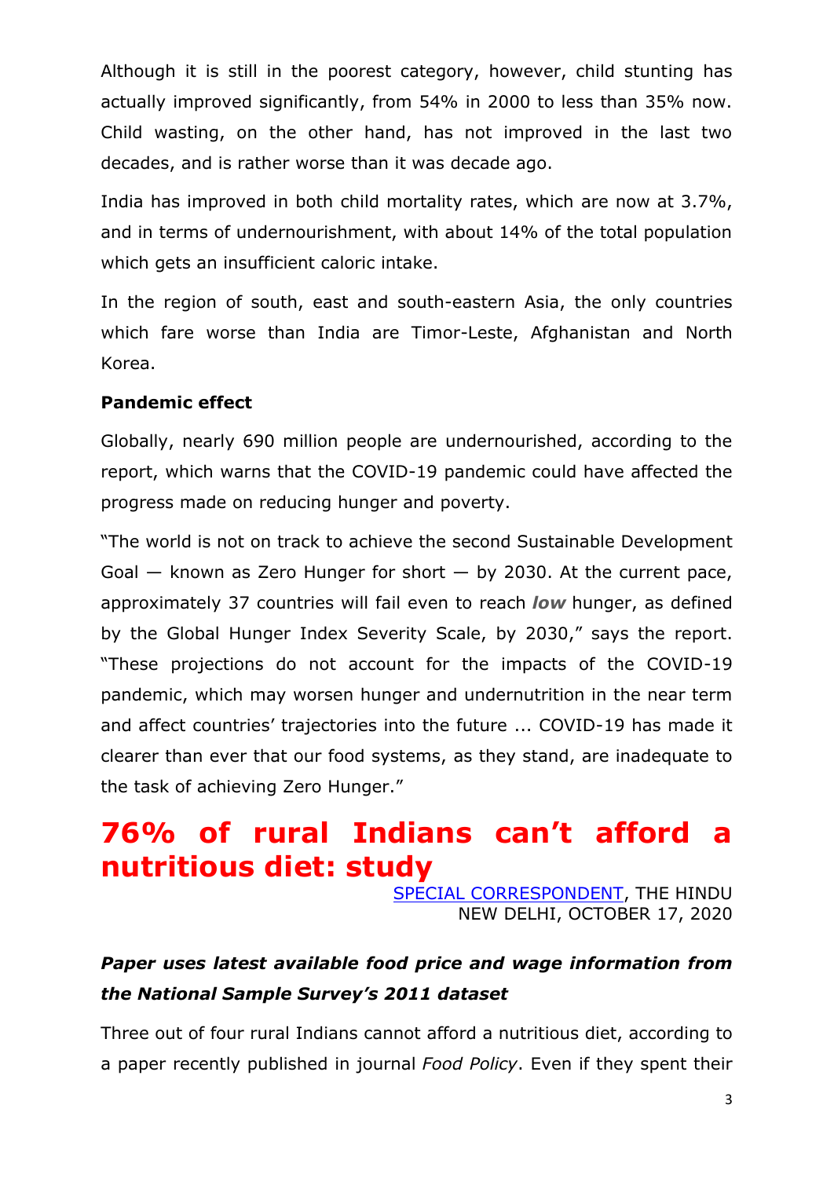Although it is still in the poorest category, however, child stunting has actually improved significantly, from 54% in 2000 to less than 35% now. Child wasting, on the other hand, has not improved in the last two decades, and is rather worse than it was decade ago.

India has improved in both child mortality rates, which are now at 3.7%, and in terms of undernourishment, with about 14% of the total population which gets an insufficient caloric intake.

In the region of south, east and south-eastern Asia, the only countries which fare worse than India are Timor-Leste, Afghanistan and North Korea.

**Pandemic effect**

Globally, nearly 690 million people are undernourished, according to the report, which warns that the COVID-19 pandemic could have affected the progress made on reducing hunger and poverty.

"The world is not on track to achieve the second Sustainable Development Goal — known as Zero Hunger for short — by 2030. At the current pace, approximately 37 countries will fail even to reach ***low*** hunger, as defined by the Global Hunger Index Severity Scale, by 2030," says the report. "These projections do not account for the impacts of the COVID-19 pandemic, which may worsen hunger and undernutrition in the near term and affect countries' trajectories into the future ... COVID-19 has made it clearer than ever that our food systems, as they stand, are inadequate to the task of achieving Zero Hunger."

# 76% of rural Indians can't afford a nutritious diet: study

SPECIAL CORRESPONDENT, THE HINDU
NEW DELHI, OCTOBER 17, 2020

***Paper uses latest available food price and wage information from the National Sample Survey's 2011 dataset***

Three out of four rural Indians cannot afford a nutritious diet, according to a paper recently published in journal *Food Policy*. Even if they spent their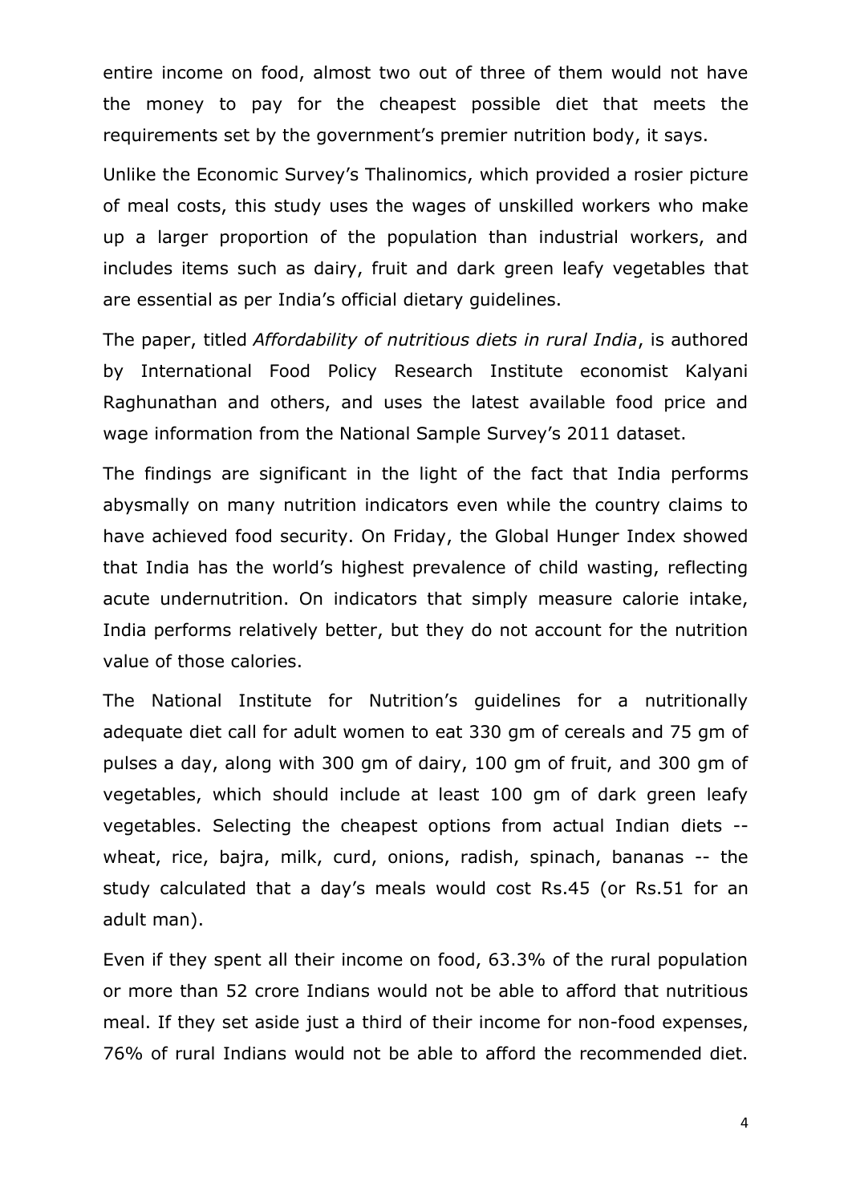entire income on food, almost two out of three of them would not have the money to pay for the cheapest possible diet that meets the requirements set by the government's premier nutrition body, it says.

Unlike the Economic Survey's Thalinomics, which provided a rosier picture of meal costs, this study uses the wages of unskilled workers who make up a larger proportion of the population than industrial workers, and includes items such as dairy, fruit and dark green leafy vegetables that are essential as per India's official dietary guidelines.

The paper, titled *Affordability of nutritious diets in rural India*, is authored by International Food Policy Research Institute economist Kalyani Raghunathan and others, and uses the latest available food price and wage information from the National Sample Survey's 2011 dataset.

The findings are significant in the light of the fact that India performs abysmally on many nutrition indicators even while the country claims to have achieved food security. On Friday, the Global Hunger Index showed that India has the world's highest prevalence of child wasting, reflecting acute undernutrition. On indicators that simply measure calorie intake, India performs relatively better, but they do not account for the nutrition value of those calories.

The National Institute for Nutrition's guidelines for a nutritionally adequate diet call for adult women to eat 330 gm of cereals and 75 gm of pulses a day, along with 300 gm of dairy, 100 gm of fruit, and 300 gm of vegetables, which should include at least 100 gm of dark green leafy vegetables. Selecting the cheapest options from actual Indian diets -- wheat, rice, bajra, milk, curd, onions, radish, spinach, bananas -- the study calculated that a day's meals would cost Rs.45 (or Rs.51 for an adult man).

Even if they spent all their income on food, 63.3% of the rural population or more than 52 crore Indians would not be able to afford that nutritious meal. If they set aside just a third of their income for non-food expenses, 76% of rural Indians would not be able to afford the recommended diet.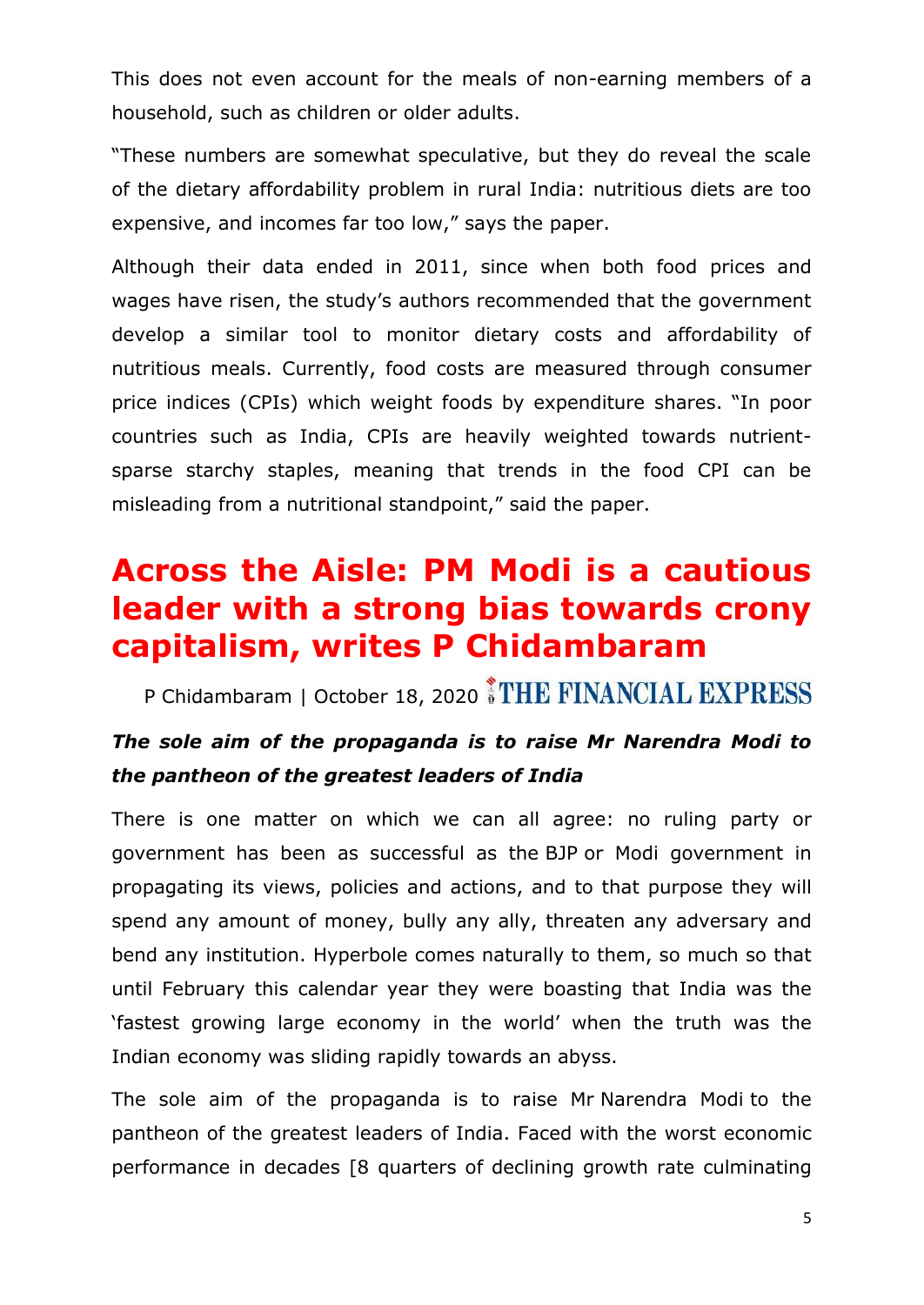This does not even account for the meals of non-earning members of a household, such as children or older adults.

"These numbers are somewhat speculative, but they do reveal the scale of the dietary affordability problem in rural India: nutritious diets are too expensive, and incomes far too low," says the paper.

Although their data ended in 2011, since when both food prices and wages have risen, the study's authors recommended that the government develop a similar tool to monitor dietary costs and affordability of nutritious meals. Currently, food costs are measured through consumer price indices (CPIs) which weight foods by expenditure shares. "In poor countries such as India, CPIs are heavily weighted towards nutrient-sparse starchy staples, meaning that trends in the food CPI can be misleading from a nutritional standpoint," said the paper.

## Across the Aisle: PM Modi is a cautious leader with a strong bias towards crony capitalism, writes P Chidambaram

P Chidambaram | October 18, 2020 THE FINANCIAL EXPRESS

***The sole aim of the propaganda is to raise Mr Narendra Modi to the pantheon of the greatest leaders of India***

There is one matter on which we can all agree: no ruling party or government has been as successful as the BJP or Modi government in propagating its views, policies and actions, and to that purpose they will spend any amount of money, bully any ally, threaten any adversary and bend any institution. Hyperbole comes naturally to them, so much so that until February this calendar year they were boasting that India was the 'fastest growing large economy in the world' when the truth was the Indian economy was sliding rapidly towards an abyss.

The sole aim of the propaganda is to raise Mr Narendra Modi to the pantheon of the greatest leaders of India. Faced with the worst economic performance in decades [8 quarters of declining growth rate culminating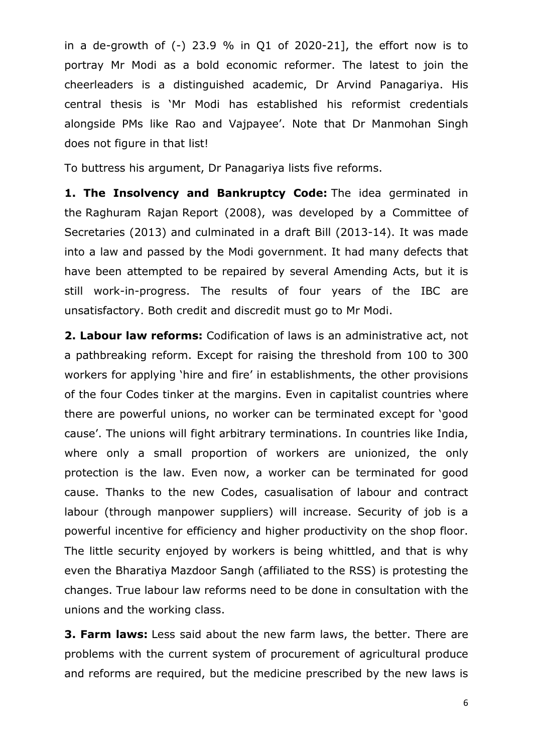in a de-growth of (-) 23.9 % in Q1 of 2020-21], the effort now is to portray Mr Modi as a bold economic reformer. The latest to join the cheerleaders is a distinguished academic, Dr Arvind Panagariya. His central thesis is 'Mr Modi has established his reformist credentials alongside PMs like Rao and Vajpayee'. Note that Dr Manmohan Singh does not figure in that list!

To buttress his argument, Dr Panagariya lists five reforms.

**1. The Insolvency and Bankruptcy Code:** The idea germinated in the Raghuram Rajan Report (2008), was developed by a Committee of Secretaries (2013) and culminated in a draft Bill (2013-14). It was made into a law and passed by the Modi government. It had many defects that have been attempted to be repaired by several Amending Acts, but it is still work-in-progress. The results of four years of the IBC are unsatisfactory. Both credit and discredit must go to Mr Modi.

**2. Labour law reforms:** Codification of laws is an administrative act, not a pathbreaking reform. Except for raising the threshold from 100 to 300 workers for applying 'hire and fire' in establishments, the other provisions of the four Codes tinker at the margins. Even in capitalist countries where there are powerful unions, no worker can be terminated except for 'good cause'. The unions will fight arbitrary terminations. In countries like India, where only a small proportion of workers are unionized, the only protection is the law. Even now, a worker can be terminated for good cause. Thanks to the new Codes, casualisation of labour and contract labour (through manpower suppliers) will increase. Security of job is a powerful incentive for efficiency and higher productivity on the shop floor. The little security enjoyed by workers is being whittled, and that is why even the Bharatiya Mazdoor Sangh (affiliated to the RSS) is protesting the changes. True labour law reforms need to be done in consultation with the unions and the working class.

**3. Farm laws:** Less said about the new farm laws, the better. There are problems with the current system of procurement of agricultural produce and reforms are required, but the medicine prescribed by the new laws is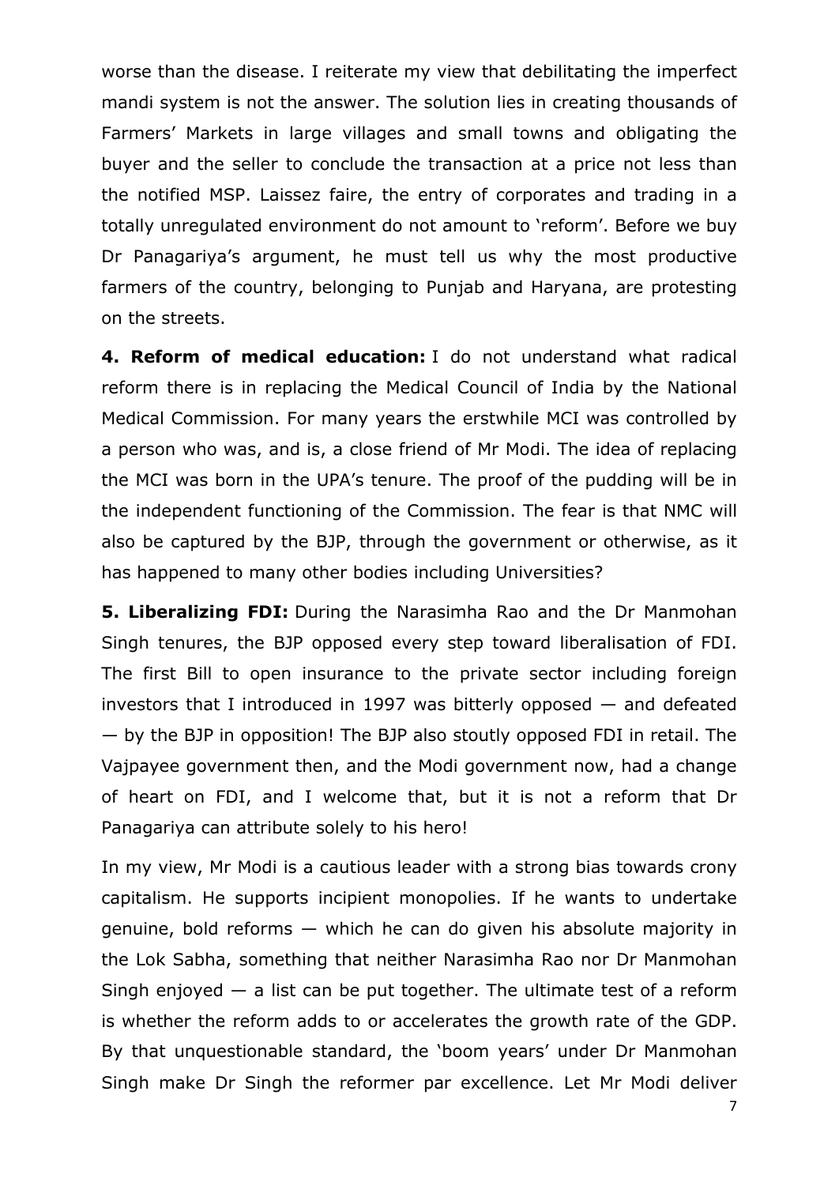worse than the disease. I reiterate my view that debilitating the imperfect mandi system is not the answer. The solution lies in creating thousands of Farmers' Markets in large villages and small towns and obligating the buyer and the seller to conclude the transaction at a price not less than the notified MSP. Laissez faire, the entry of corporates and trading in a totally unregulated environment do not amount to 'reform'. Before we buy Dr Panagariya's argument, he must tell us why the most productive farmers of the country, belonging to Punjab and Haryana, are protesting on the streets.

**4. Reform of medical education:** I do not understand what radical reform there is in replacing the Medical Council of India by the National Medical Commission. For many years the erstwhile MCI was controlled by a person who was, and is, a close friend of Mr Modi. The idea of replacing the MCI was born in the UPA's tenure. The proof of the pudding will be in the independent functioning of the Commission. The fear is that NMC will also be captured by the BJP, through the government or otherwise, as it has happened to many other bodies including Universities?

**5. Liberalizing FDI:** During the Narasimha Rao and the Dr Manmohan Singh tenures, the BJP opposed every step toward liberalisation of FDI. The first Bill to open insurance to the private sector including foreign investors that I introduced in 1997 was bitterly opposed — and defeated — by the BJP in opposition! The BJP also stoutly opposed FDI in retail. The Vajpayee government then, and the Modi government now, had a change of heart on FDI, and I welcome that, but it is not a reform that Dr Panagariya can attribute solely to his hero!

In my view, Mr Modi is a cautious leader with a strong bias towards crony capitalism. He supports incipient monopolies. If he wants to undertake genuine, bold reforms — which he can do given his absolute majority in the Lok Sabha, something that neither Narasimha Rao nor Dr Manmohan Singh enjoyed — a list can be put together. The ultimate test of a reform is whether the reform adds to or accelerates the growth rate of the GDP. By that unquestionable standard, the 'boom years' under Dr Manmohan Singh make Dr Singh the reformer par excellence. Let Mr Modi deliver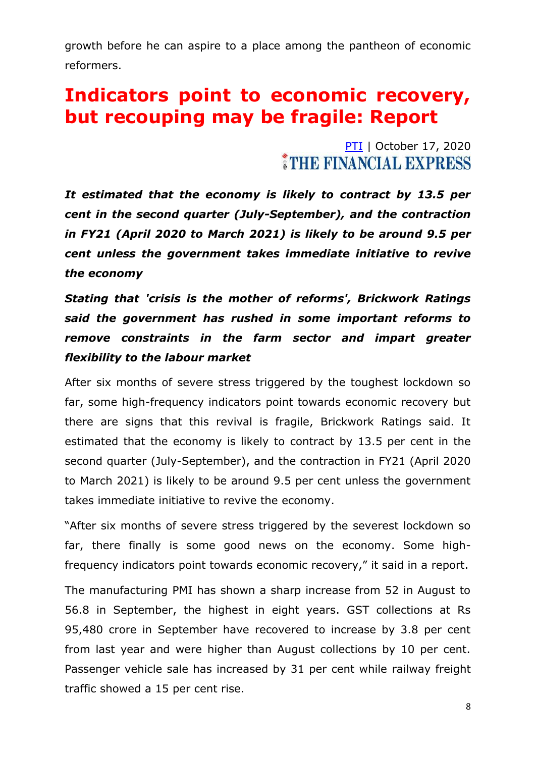growth before he can aspire to a place among the pantheon of economic reformers.

# Indicators point to economic recovery, but recouping may be fragile: Report

PTI | October 17, 2020
THE FINANCIAL EXPRESS

***It estimated that the economy is likely to contract by 13.5 per cent in the second quarter (July-September), and the contraction in FY21 (April 2020 to March 2021) is likely to be around 9.5 per cent unless the government takes immediate initiative to revive the economy***

***Stating that 'crisis is the mother of reforms', Brickwork Ratings said the government has rushed in some important reforms to remove constraints in the farm sector and impart greater flexibility to the labour market***

After six months of severe stress triggered by the toughest lockdown so far, some high-frequency indicators point towards economic recovery but there are signs that this revival is fragile, Brickwork Ratings said. It estimated that the economy is likely to contract by 13.5 per cent in the second quarter (July-September), and the contraction in FY21 (April 2020 to March 2021) is likely to be around 9.5 per cent unless the government takes immediate initiative to revive the economy.

"After six months of severe stress triggered by the severest lockdown so far, there finally is some good news on the economy. Some high-frequency indicators point towards economic recovery," it said in a report.

The manufacturing PMI has shown a sharp increase from 52 in August to 56.8 in September, the highest in eight years. GST collections at Rs 95,480 crore in September have recovered to increase by 3.8 per cent from last year and were higher than August collections by 10 per cent. Passenger vehicle sale has increased by 31 per cent while railway freight traffic showed a 15 per cent rise.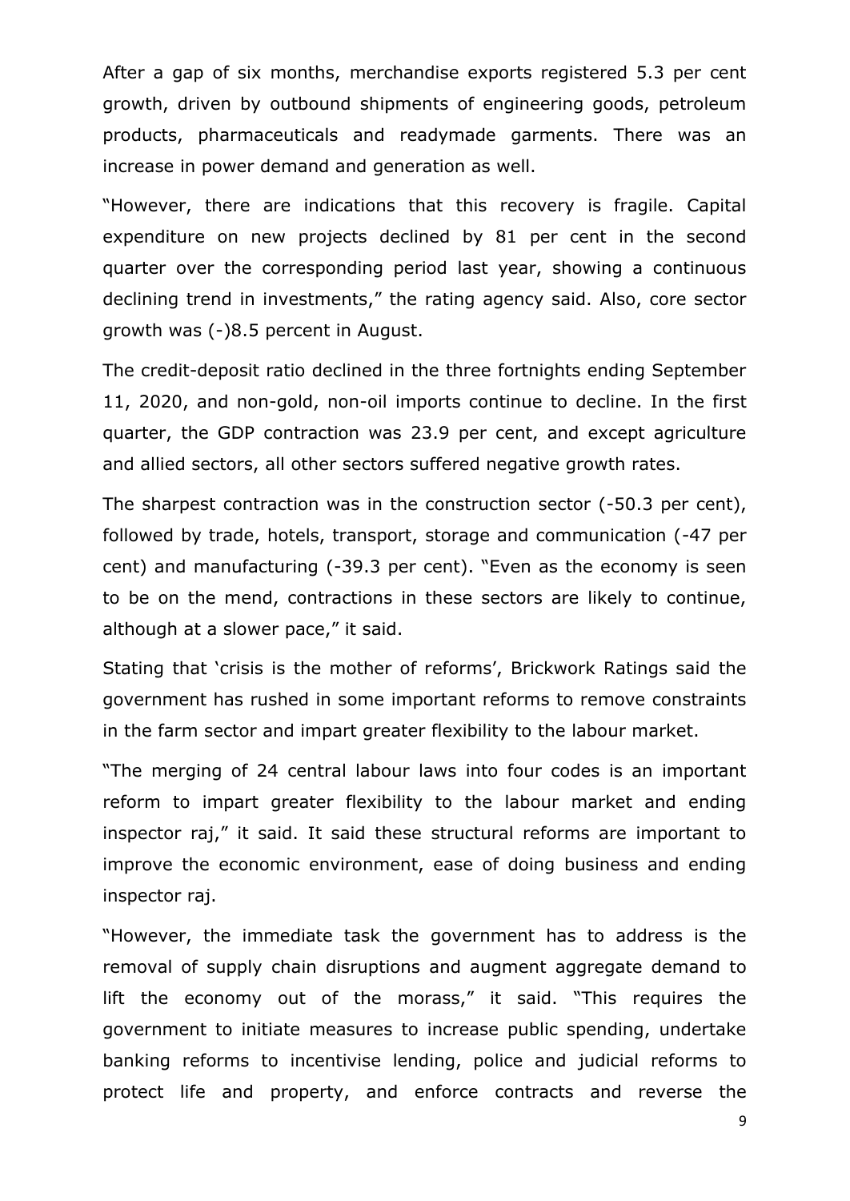After a gap of six months, merchandise exports registered 5.3 per cent growth, driven by outbound shipments of engineering goods, petroleum products, pharmaceuticals and readymade garments. There was an increase in power demand and generation as well.

"However, there are indications that this recovery is fragile. Capital expenditure on new projects declined by 81 per cent in the second quarter over the corresponding period last year, showing a continuous declining trend in investments," the rating agency said. Also, core sector growth was (-)8.5 percent in August.

The credit-deposit ratio declined in the three fortnights ending September 11, 2020, and non-gold, non-oil imports continue to decline. In the first quarter, the GDP contraction was 23.9 per cent, and except agriculture and allied sectors, all other sectors suffered negative growth rates.

The sharpest contraction was in the construction sector (-50.3 per cent), followed by trade, hotels, transport, storage and communication (-47 per cent) and manufacturing (-39.3 per cent). "Even as the economy is seen to be on the mend, contractions in these sectors are likely to continue, although at a slower pace," it said.

Stating that 'crisis is the mother of reforms', Brickwork Ratings said the government has rushed in some important reforms to remove constraints in the farm sector and impart greater flexibility to the labour market.

"The merging of 24 central labour laws into four codes is an important reform to impart greater flexibility to the labour market and ending inspector raj," it said. It said these structural reforms are important to improve the economic environment, ease of doing business and ending inspector raj.

"However, the immediate task the government has to address is the removal of supply chain disruptions and augment aggregate demand to lift the economy out of the morass," it said. "This requires the government to initiate measures to increase public spending, undertake banking reforms to incentivise lending, police and judicial reforms to protect life and property, and enforce contracts and reverse the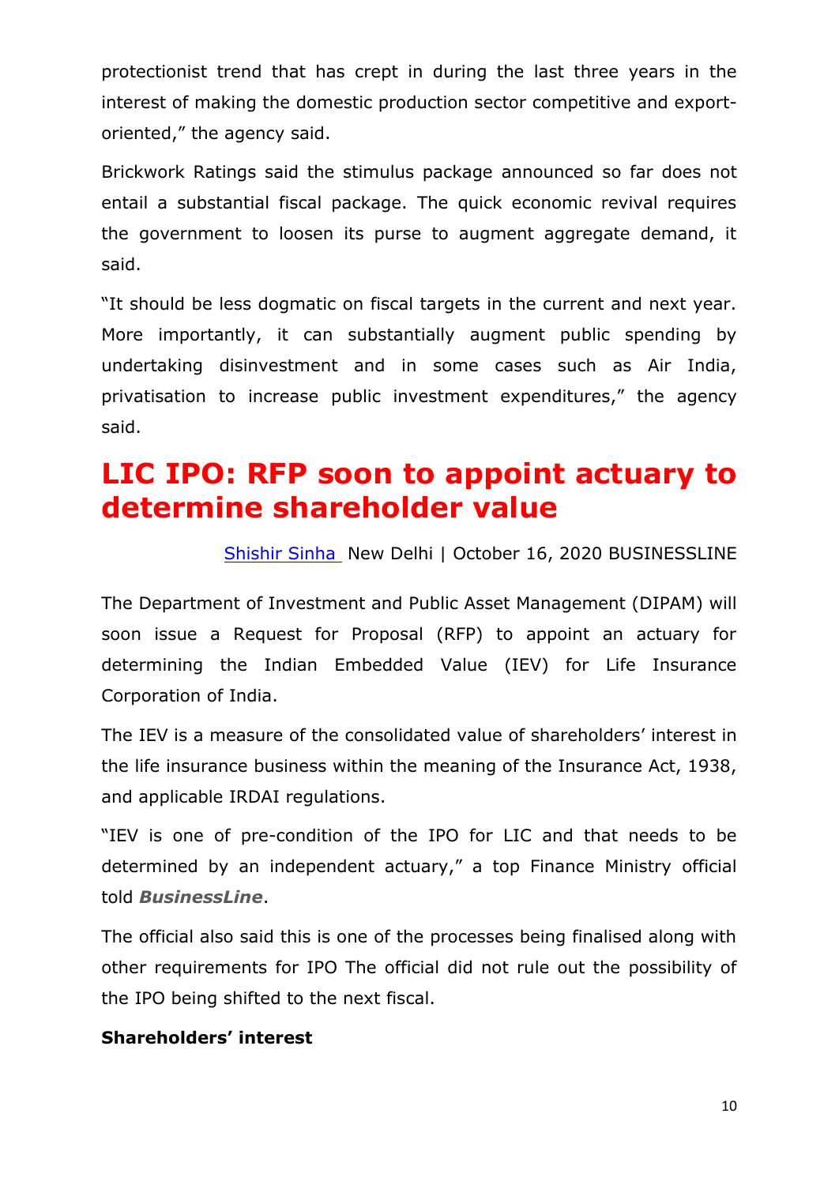protectionist trend that has crept in during the last three years in the interest of making the domestic production sector competitive and export-oriented," the agency said.

Brickwork Ratings said the stimulus package announced so far does not entail a substantial fiscal package. The quick economic revival requires the government to loosen its purse to augment aggregate demand, it said.

"It should be less dogmatic on fiscal targets in the current and next year. More importantly, it can substantially augment public spending by undertaking disinvestment and in some cases such as Air India, privatisation to increase public investment expenditures," the agency said.

# LIC IPO: RFP soon to appoint actuary to determine shareholder value

Shishir Sinha New Delhi | October 16, 2020 BUSINESSLINE

The Department of Investment and Public Asset Management (DIPAM) will soon issue a Request for Proposal (RFP) to appoint an actuary for determining the Indian Embedded Value (IEV) for Life Insurance Corporation of India.

The IEV is a measure of the consolidated value of shareholders' interest in the life insurance business within the meaning of the Insurance Act, 1938, and applicable IRDAI regulations.

"IEV is one of pre-condition of the IPO for LIC and that needs to be determined by an independent actuary," a top Finance Ministry official told ***BusinessLine***.

The official also said this is one of the processes being finalised along with other requirements for IPO The official did not rule out the possibility of the IPO being shifted to the next fiscal.

**Shareholders' interest**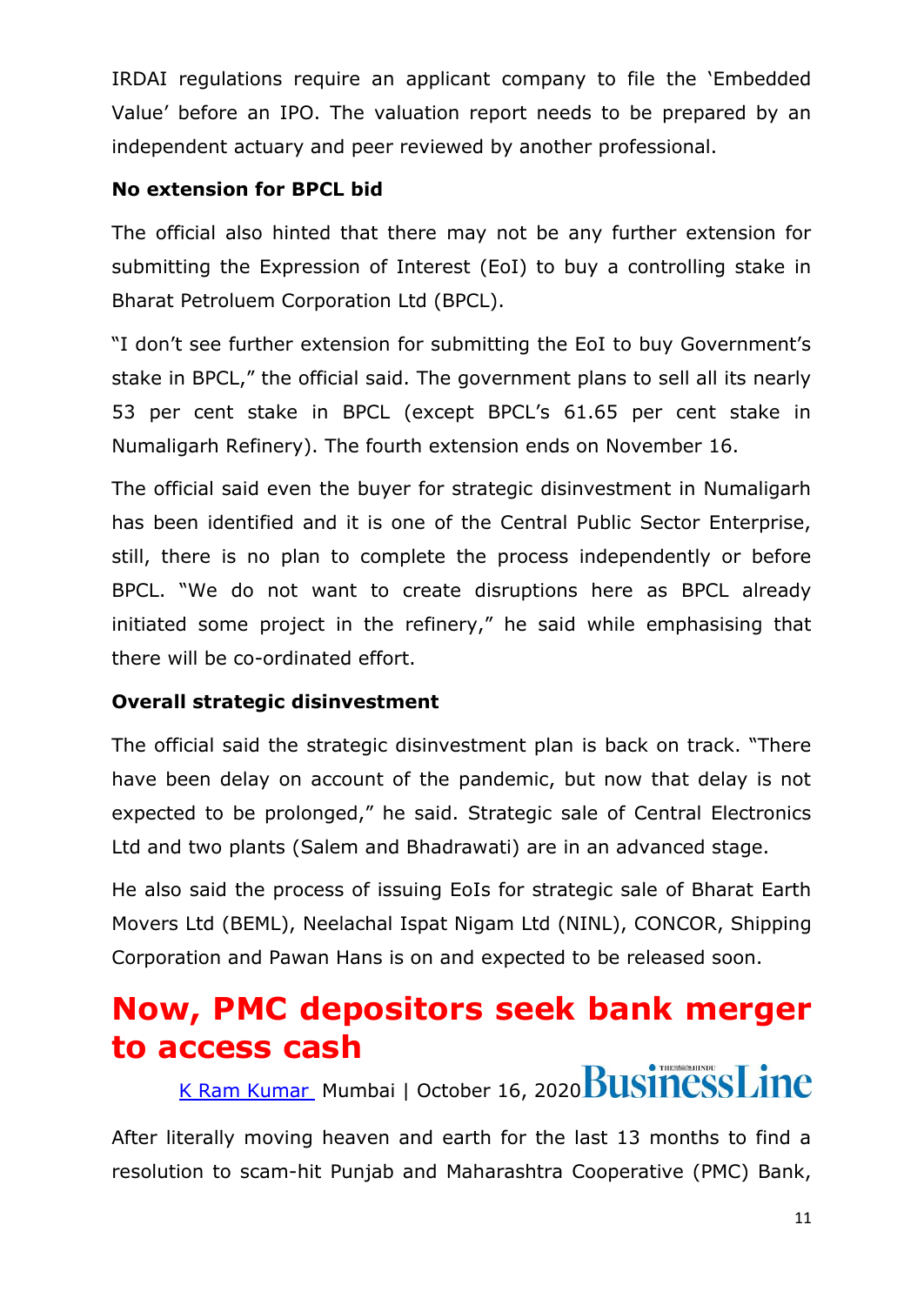IRDAI regulations require an applicant company to file the 'Embedded Value' before an IPO. The valuation report needs to be prepared by an independent actuary and peer reviewed by another professional.

**No extension for BPCL bid**

The official also hinted that there may not be any further extension for submitting the Expression of Interest (EoI) to buy a controlling stake in Bharat Petroluem Corporation Ltd (BPCL).

"I don't see further extension for submitting the EoI to buy Government's stake in BPCL," the official said. The government plans to sell all its nearly 53 per cent stake in BPCL (except BPCL's 61.65 per cent stake in Numaligarh Refinery). The fourth extension ends on November 16.

The official said even the buyer for strategic disinvestment in Numaligarh has been identified and it is one of the Central Public Sector Enterprise, still, there is no plan to complete the process independently or before BPCL. "We do not want to create disruptions here as BPCL already initiated some project in the refinery," he said while emphasising that there will be co-ordinated effort.

**Overall strategic disinvestment**

The official said the strategic disinvestment plan is back on track. "There have been delay on account of the pandemic, but now that delay is not expected to be prolonged," he said. Strategic sale of Central Electronics Ltd and two plants (Salem and Bhadrawati) are in an advanced stage.

He also said the process of issuing EoIs for strategic sale of Bharat Earth Movers Ltd (BEML), Neelachal Ispat Nigam Ltd (NINL), CONCOR, Shipping Corporation and Pawan Hans is on and expected to be released soon.

# Now, PMC depositors seek bank merger to access cash

K Ram Kumar Mumbai | October 16, 2020 BusinessLine

After literally moving heaven and earth for the last 13 months to find a resolution to scam-hit Punjab and Maharashtra Cooperative (PMC) Bank,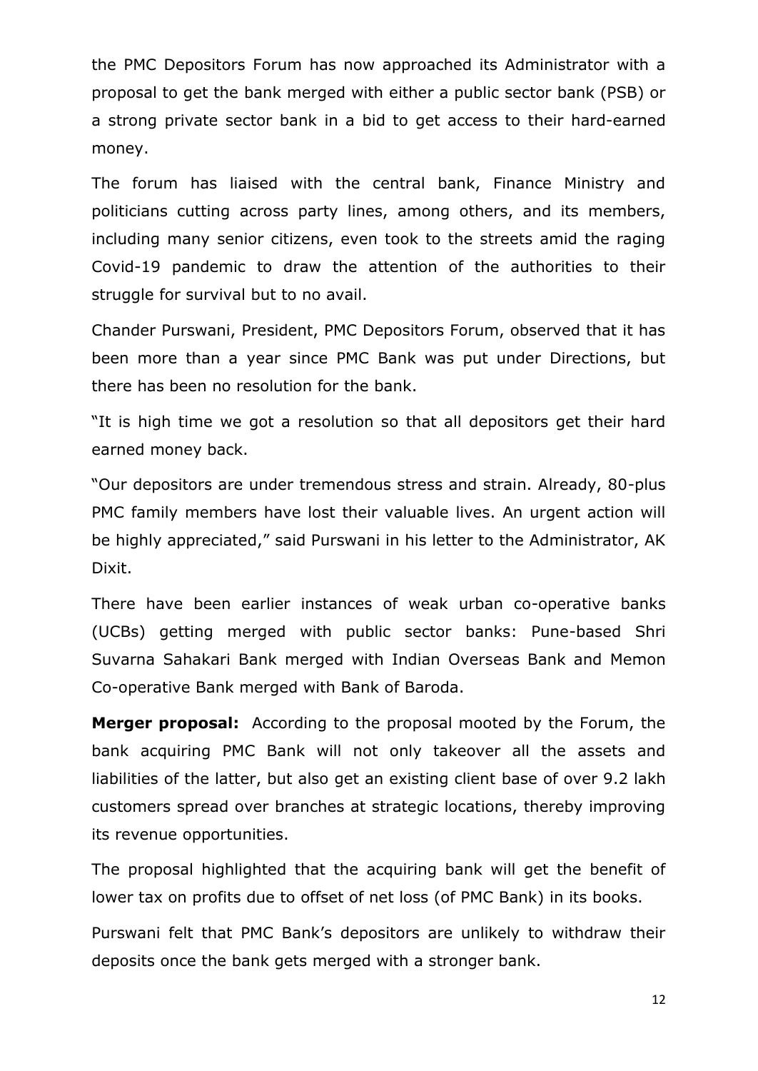the PMC Depositors Forum has now approached its Administrator with a proposal to get the bank merged with either a public sector bank (PSB) or a strong private sector bank in a bid to get access to their hard-earned money.

The forum has liaised with the central bank, Finance Ministry and politicians cutting across party lines, among others, and its members, including many senior citizens, even took to the streets amid the raging Covid-19 pandemic to draw the attention of the authorities to their struggle for survival but to no avail.

Chander Purswani, President, PMC Depositors Forum, observed that it has been more than a year since PMC Bank was put under Directions, but there has been no resolution for the bank.

"It is high time we got a resolution so that all depositors get their hard earned money back.

"Our depositors are under tremendous stress and strain. Already, 80-plus PMC family members have lost their valuable lives. An urgent action will be highly appreciated," said Purswani in his letter to the Administrator, AK Dixit.

There have been earlier instances of weak urban co-operative banks (UCBs) getting merged with public sector banks: Pune-based Shri Suvarna Sahakari Bank merged with Indian Overseas Bank and Memon Co-operative Bank merged with Bank of Baroda.

**Merger proposal:** According to the proposal mooted by the Forum, the bank acquiring PMC Bank will not only takeover all the assets and liabilities of the latter, but also get an existing client base of over 9.2 lakh customers spread over branches at strategic locations, thereby improving its revenue opportunities.

The proposal highlighted that the acquiring bank will get the benefit of lower tax on profits due to offset of net loss (of PMC Bank) in its books.

Purswani felt that PMC Bank's depositors are unlikely to withdraw their deposits once the bank gets merged with a stronger bank.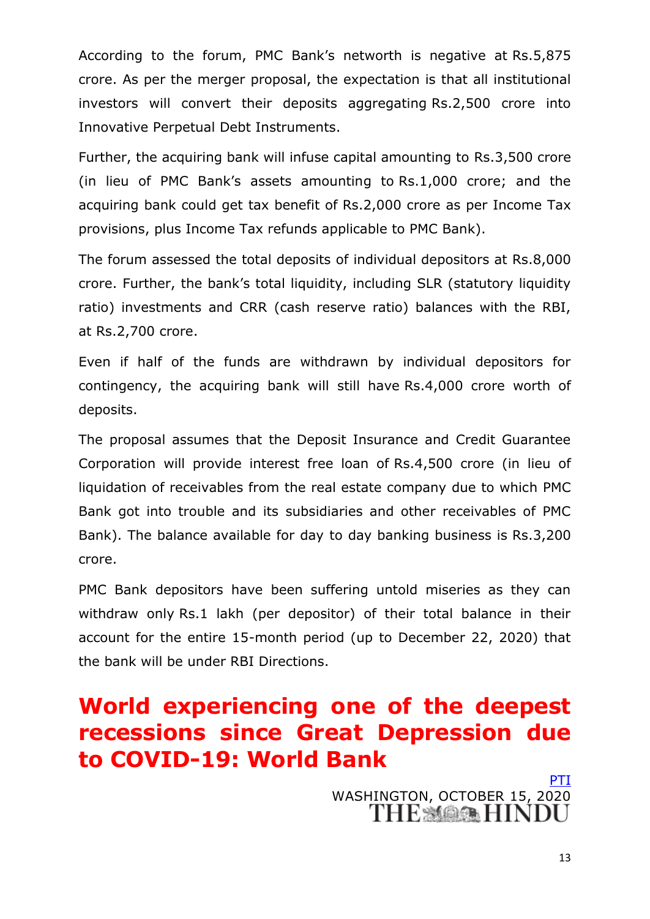According to the forum, PMC Bank's networth is negative at Rs.5,875 crore. As per the merger proposal, the expectation is that all institutional investors will convert their deposits aggregating Rs.2,500 crore into Innovative Perpetual Debt Instruments.

Further, the acquiring bank will infuse capital amounting to Rs.3,500 crore (in lieu of PMC Bank's assets amounting to Rs.1,000 crore; and the acquiring bank could get tax benefit of Rs.2,000 crore as per Income Tax provisions, plus Income Tax refunds applicable to PMC Bank).

The forum assessed the total deposits of individual depositors at Rs.8,000 crore. Further, the bank's total liquidity, including SLR (statutory liquidity ratio) investments and CRR (cash reserve ratio) balances with the RBI, at Rs.2,700 crore.

Even if half of the funds are withdrawn by individual depositors for contingency, the acquiring bank will still have Rs.4,000 crore worth of deposits.

The proposal assumes that the Deposit Insurance and Credit Guarantee Corporation will provide interest free loan of Rs.4,500 crore (in lieu of liquidation of receivables from the real estate company due to which PMC Bank got into trouble and its subsidiaries and other receivables of PMC Bank). The balance available for day to day banking business is Rs.3,200 crore.

PMC Bank depositors have been suffering untold miseries as they can withdraw only Rs.1 lakh (per depositor) of their total balance in their account for the entire 15-month period (up to December 22, 2020) that the bank will be under RBI Directions.

# World experiencing one of the deepest recessions since Great Depression due to COVID-19: World Bank

PTI
WASHINGTON, OCTOBER 15, 2020
THE HINDU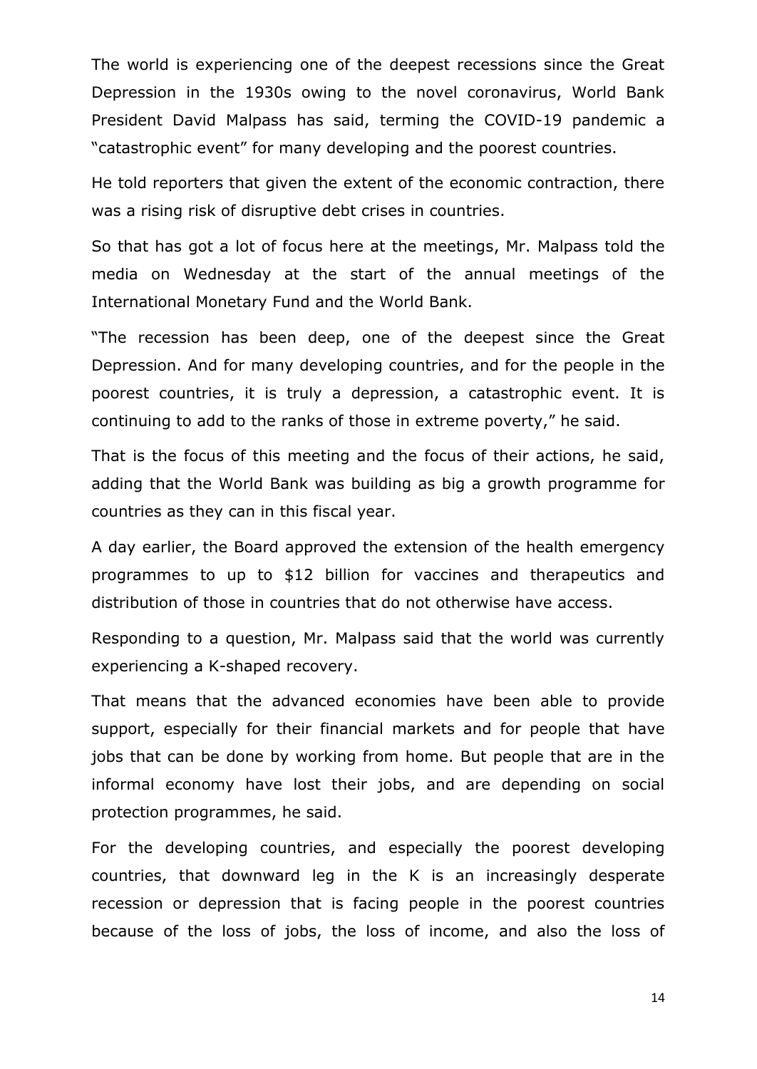The world is experiencing one of the deepest recessions since the Great Depression in the 1930s owing to the novel coronavirus, World Bank President David Malpass has said, terming the COVID-19 pandemic a "catastrophic event" for many developing and the poorest countries.

He told reporters that given the extent of the economic contraction, there was a rising risk of disruptive debt crises in countries.

So that has got a lot of focus here at the meetings, Mr. Malpass told the media on Wednesday at the start of the annual meetings of the International Monetary Fund and the World Bank.

"The recession has been deep, one of the deepest since the Great Depression. And for many developing countries, and for the people in the poorest countries, it is truly a depression, a catastrophic event. It is continuing to add to the ranks of those in extreme poverty," he said.

That is the focus of this meeting and the focus of their actions, he said, adding that the World Bank was building as big a growth programme for countries as they can in this fiscal year.

A day earlier, the Board approved the extension of the health emergency programmes to up to $12 billion for vaccines and therapeutics and distribution of those in countries that do not otherwise have access.

Responding to a question, Mr. Malpass said that the world was currently experiencing a K-shaped recovery.

That means that the advanced economies have been able to provide support, especially for their financial markets and for people that have jobs that can be done by working from home. But people that are in the informal economy have lost their jobs, and are depending on social protection programmes, he said.

For the developing countries, and especially the poorest developing countries, that downward leg in the K is an increasingly desperate recession or depression that is facing people in the poorest countries because of the loss of jobs, the loss of income, and also the loss of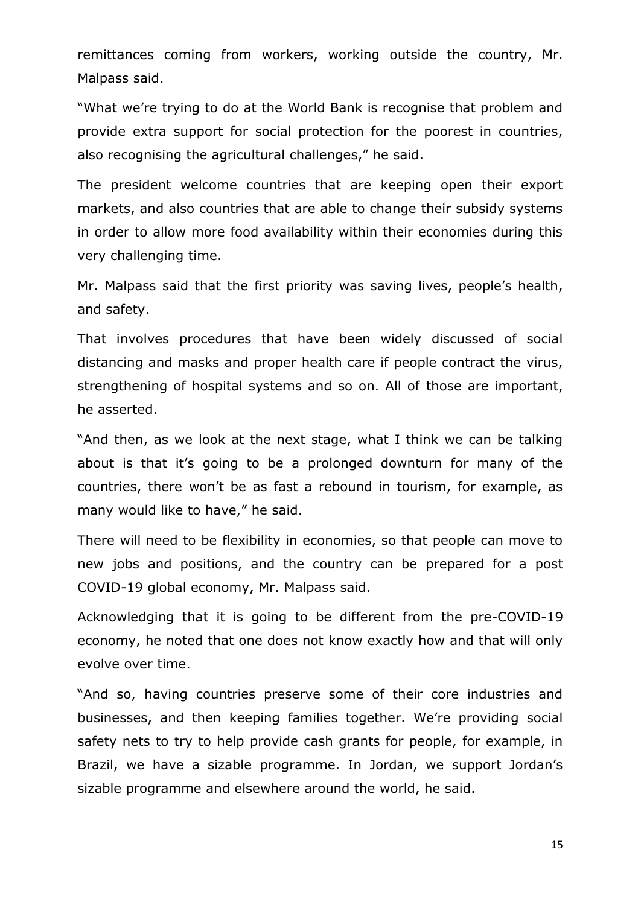remittances coming from workers, working outside the country, Mr. Malpass said.

"What we're trying to do at the World Bank is recognise that problem and provide extra support for social protection for the poorest in countries, also recognising the agricultural challenges," he said.

The president welcome countries that are keeping open their export markets, and also countries that are able to change their subsidy systems in order to allow more food availability within their economies during this very challenging time.

Mr. Malpass said that the first priority was saving lives, people's health, and safety.

That involves procedures that have been widely discussed of social distancing and masks and proper health care if people contract the virus, strengthening of hospital systems and so on. All of those are important, he asserted.

"And then, as we look at the next stage, what I think we can be talking about is that it's going to be a prolonged downturn for many of the countries, there won't be as fast a rebound in tourism, for example, as many would like to have," he said.

There will need to be flexibility in economies, so that people can move to new jobs and positions, and the country can be prepared for a post COVID-19 global economy, Mr. Malpass said.

Acknowledging that it is going to be different from the pre-COVID-19 economy, he noted that one does not know exactly how and that will only evolve over time.

"And so, having countries preserve some of their core industries and businesses, and then keeping families together. We're providing social safety nets to try to help provide cash grants for people, for example, in Brazil, we have a sizable programme. In Jordan, we support Jordan's sizable programme and elsewhere around the world, he said.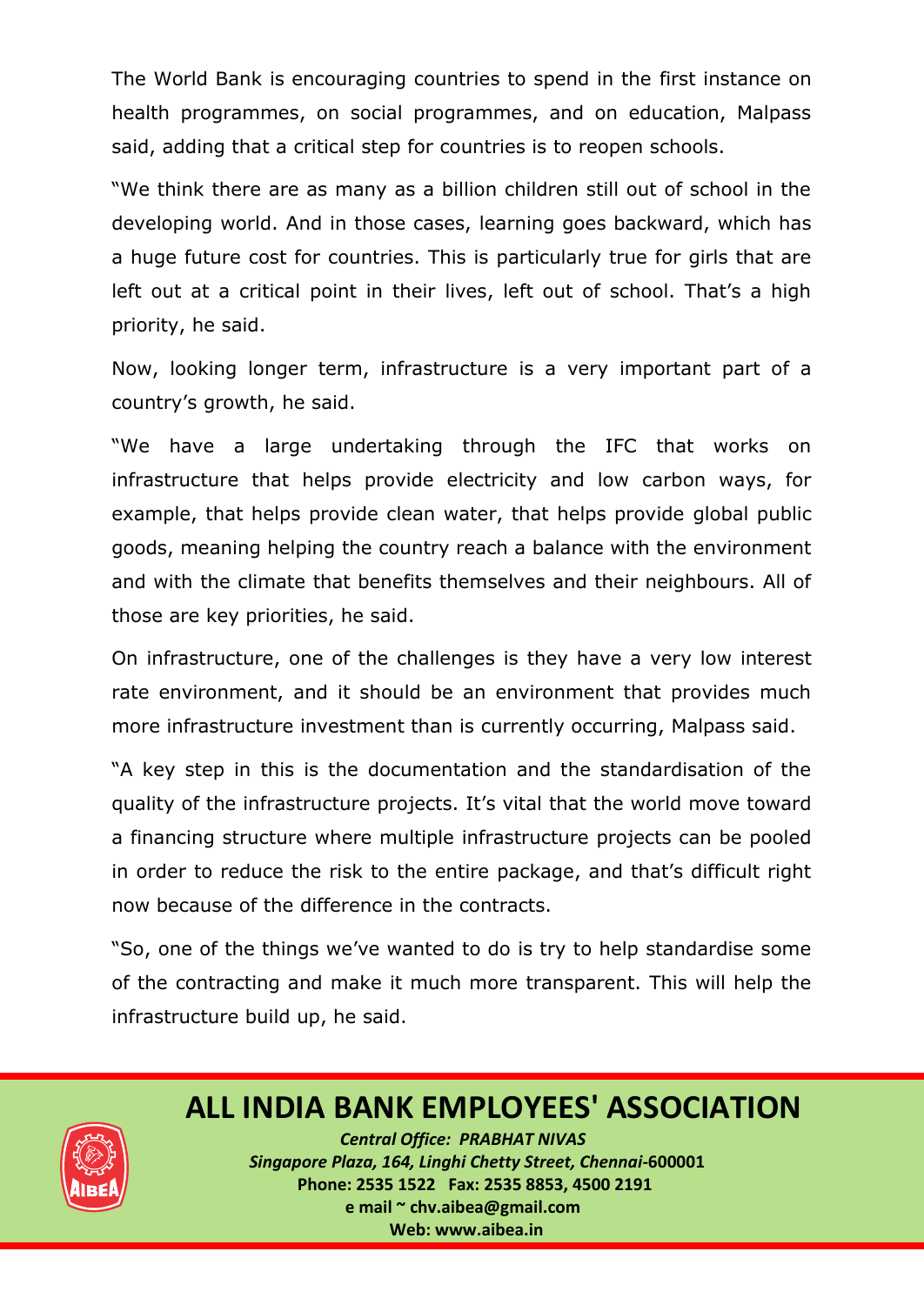The World Bank is encouraging countries to spend in the first instance on health programmes, on social programmes, and on education, Malpass said, adding that a critical step for countries is to reopen schools.

"We think there are as many as a billion children still out of school in the developing world. And in those cases, learning goes backward, which has a huge future cost for countries. This is particularly true for girls that are left out at a critical point in their lives, left out of school. That's a high priority, he said.

Now, looking longer term, infrastructure is a very important part of a country's growth, he said.

"We have a large undertaking through the IFC that works on infrastructure that helps provide electricity and low carbon ways, for example, that helps provide clean water, that helps provide global public goods, meaning helping the country reach a balance with the environment and with the climate that benefits themselves and their neighbours. All of those are key priorities, he said.

On infrastructure, one of the challenges is they have a very low interest rate environment, and it should be an environment that provides much more infrastructure investment than is currently occurring, Malpass said.

"A key step in this is the documentation and the standardisation of the quality of the infrastructure projects. It's vital that the world move toward a financing structure where multiple infrastructure projects can be pooled in order to reduce the risk to the entire package, and that's difficult right now because of the difference in the contracts.

"So, one of the things we've wanted to do is try to help standardise some of the contracting and make it much more transparent. This will help the infrastructure build up, he said.

## ALL INDIA BANK EMPLOYEES' ASSOCIATION

***Central Office: PRABHAT NIVAS***
***Singapore Plaza, 164, Linghi Chetty Street, Chennai*-600001**
**Phone: 2535 1522 Fax: 2535 8853, 4500 2191**
**e mail ~ chv.aibea@gmail.com**
**Web: www.aibea.in**